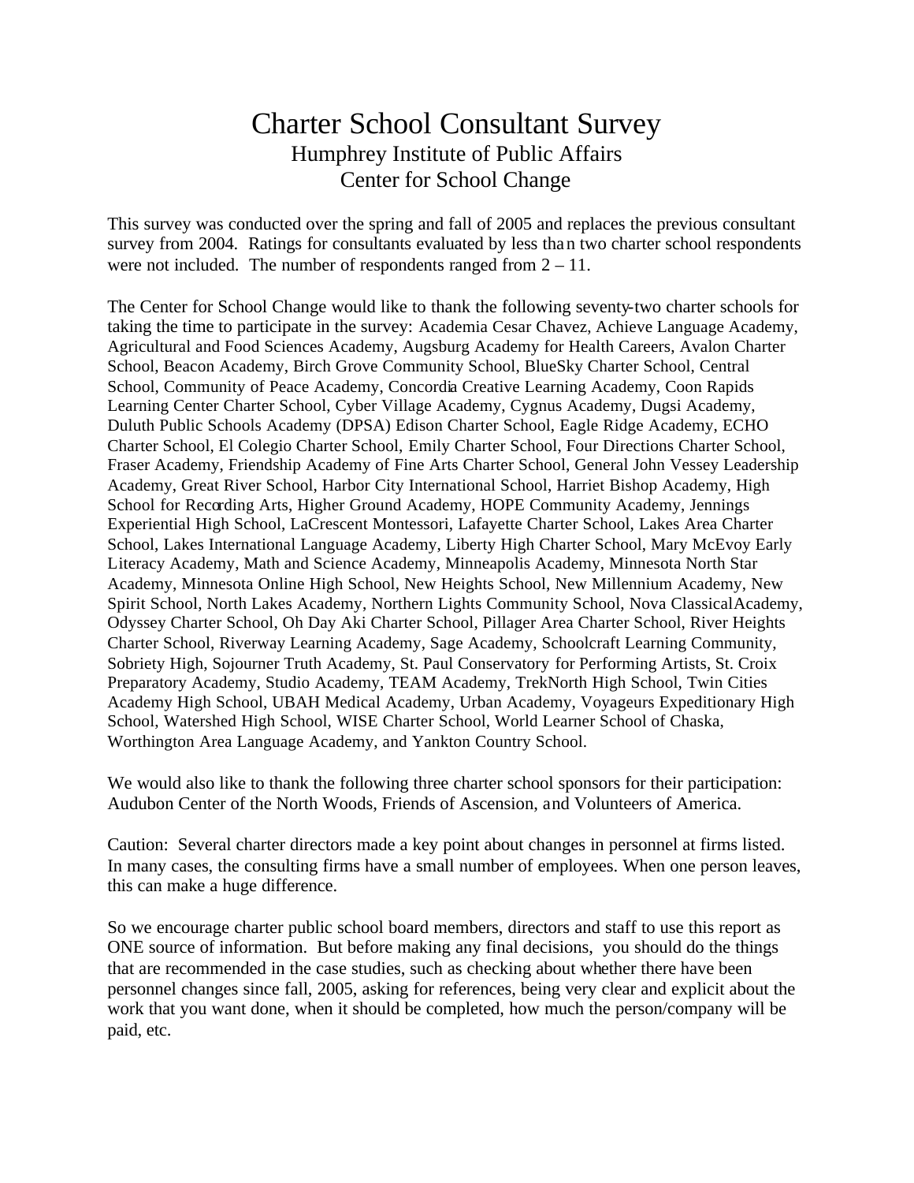# Charter School Consultant Survey

## Humphrey Institute of Public Affairs
## Center for School Change

This survey was conducted over the spring and fall of 2005 and replaces the previous consultant survey from 2004. Ratings for consultants evaluated by less than two charter school respondents were not included. The number of respondents ranged from 2 – 11.

The Center for School Change would like to thank the following seventy-two charter schools for taking the time to participate in the survey: Academia Cesar Chavez, Achieve Language Academy, Agricultural and Food Sciences Academy, Augsburg Academy for Health Careers, Avalon Charter School, Beacon Academy, Birch Grove Community School, BlueSky Charter School, Central School, Community of Peace Academy, Concordia Creative Learning Academy, Coon Rapids Learning Center Charter School, Cyber Village Academy, Cygnus Academy, Dugsi Academy, Duluth Public Schools Academy (DPSA) Edison Charter School, Eagle Ridge Academy, ECHO Charter School, El Colegio Charter School, Emily Charter School, Four Directions Charter School, Fraser Academy, Friendship Academy of Fine Arts Charter School, General John Vessey Leadership Academy, Great River School, Harbor City International School, Harriet Bishop Academy, High School for Recording Arts, Higher Ground Academy, HOPE Community Academy, Jennings Experiential High School, LaCrescent Montessori, Lafayette Charter School, Lakes Area Charter School, Lakes International Language Academy, Liberty High Charter School, Mary McEvoy Early Literacy Academy, Math and Science Academy, Minneapolis Academy, Minnesota North Star Academy, Minnesota Online High School, New Heights School, New Millennium Academy, New Spirit School, North Lakes Academy, Northern Lights Community School, Nova Classical Academy, Odyssey Charter School, Oh Day Aki Charter School, Pillager Area Charter School, River Heights Charter School, Riverway Learning Academy, Sage Academy, Schoolcraft Learning Community, Sobriety High, Sojourner Truth Academy, St. Paul Conservatory for Performing Artists, St. Croix Preparatory Academy, Studio Academy, TEAM Academy, TrekNorth High School, Twin Cities Academy High School, UBAH Medical Academy, Urban Academy, Voyageurs Expeditionary High School, Watershed High School, WISE Charter School, World Learner School of Chaska, Worthington Area Language Academy, and Yankton Country School.

We would also like to thank the following three charter school sponsors for their participation: Audubon Center of the North Woods, Friends of Ascension, and Volunteers of America.

Caution: Several charter directors made a key point about changes in personnel at firms listed. In many cases, the consulting firms have a small number of employees. When one person leaves, this can make a huge difference.

So we encourage charter public school board members, directors and staff to use this report as ONE source of information. But before making any final decisions, you should do the things that are recommended in the case studies, such as checking about whether there have been personnel changes since fall, 2005, asking for references, being very clear and explicit about the work that you want done, when it should be completed, how much the person/company will be paid, etc.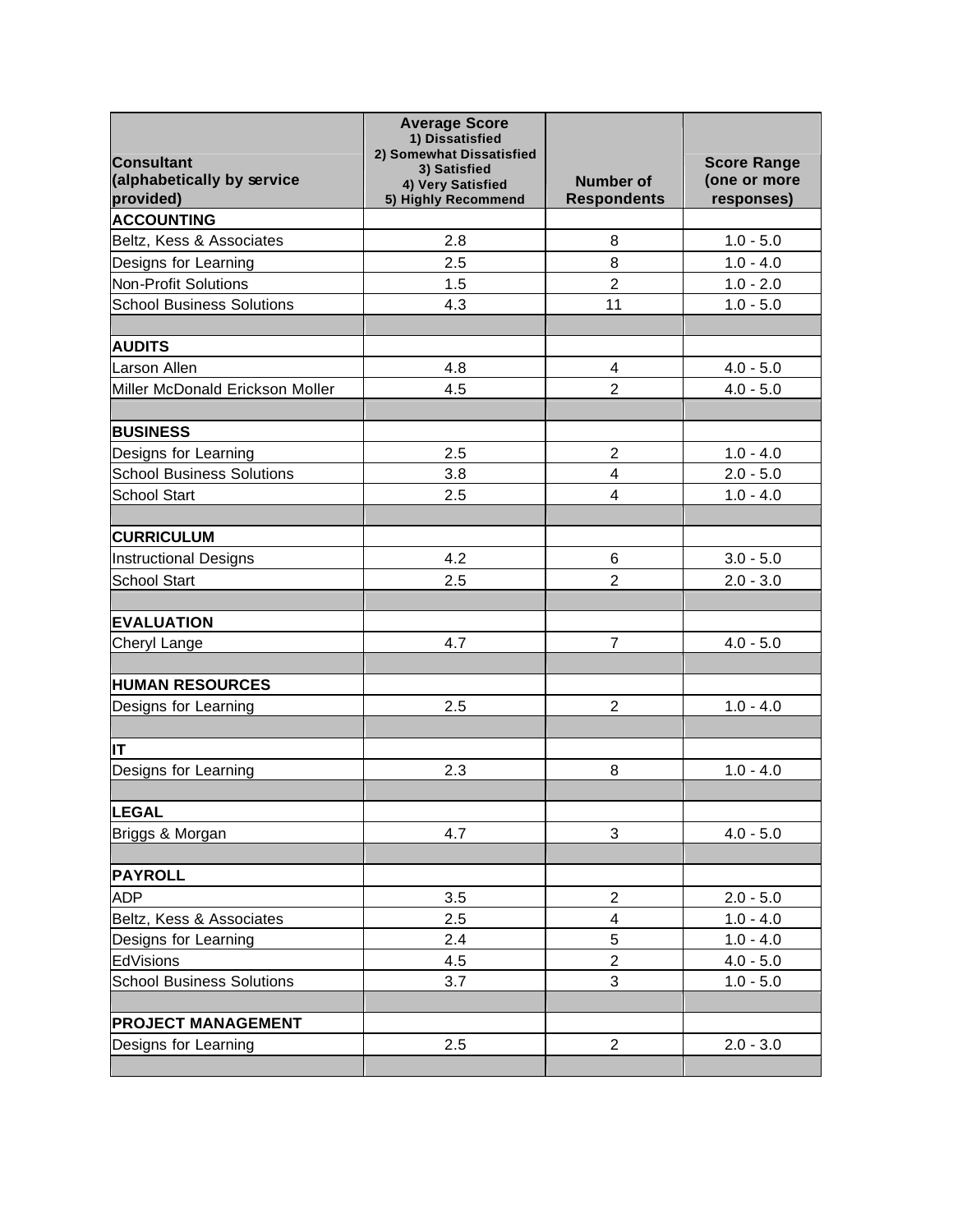| Consultant (alphabetically by service provided) | Average Score 1) Dissatisfied 2) Somewhat Dissatisfied 3) Satisfied 4) Very Satisfied 5) Highly Recommend | Number of Respondents | Score Range (one or more responses) |
|---|---|---|---|
| **ACCOUNTING** | | | |
| Beltz, Kess & Associates | 2.8 | 8 | 1.0 - 5.0 |
| Designs for Learning | 2.5 | 8 | 1.0 - 4.0 |
| Non-Profit Solutions | 1.5 | 2 | 1.0 - 2.0 |
| School Business Solutions | 4.3 | 11 | 1.0 - 5.0 |
| | | | |
| **AUDITS** | | | |
| Larson Allen | 4.8 | 4 | 4.0 - 5.0 |
| Miller McDonald Erickson Moller | 4.5 | 2 | 4.0 - 5.0 |
| | | | |
| **BUSINESS** | | | |
| Designs for Learning | 2.5 | 2 | 1.0 - 4.0 |
| School Business Solutions | 3.8 | 4 | 2.0 - 5.0 |
| School Start | 2.5 | 4 | 1.0 - 4.0 |
| | | | |
| **CURRICULUM** | | | |
| Instructional Designs | 4.2 | 6 | 3.0 - 5.0 |
| School Start | 2.5 | 2 | 2.0 - 3.0 |
| | | | |
| **EVALUATION** | | | |
| Cheryl Lange | 4.7 | 7 | 4.0 - 5.0 |
| | | | |
| **HUMAN RESOURCES** | | | |
| Designs for Learning | 2.5 | 2 | 1.0 - 4.0 |
| | | | |
| **IT** | | | |
| Designs for Learning | 2.3 | 8 | 1.0 - 4.0 |
| | | | |
| **LEGAL** | | | |
| Briggs & Morgan | 4.7 | 3 | 4.0 - 5.0 |
| | | | |
| **PAYROLL** | | | |
| ADP | 3.5 | 2 | 2.0 - 5.0 |
| Beltz, Kess & Associates | 2.5 | 4 | 1.0 - 4.0 |
| Designs for Learning | 2.4 | 5 | 1.0 - 4.0 |
| EdVisions | 4.5 | 2 | 4.0 - 5.0 |
| School Business Solutions | 3.7 | 3 | 1.0 - 5.0 |
| | | | |
| **PROJECT MANAGEMENT** | | | |
| Designs for Learning | 2.5 | 2 | 2.0 - 3.0 |
| | | | |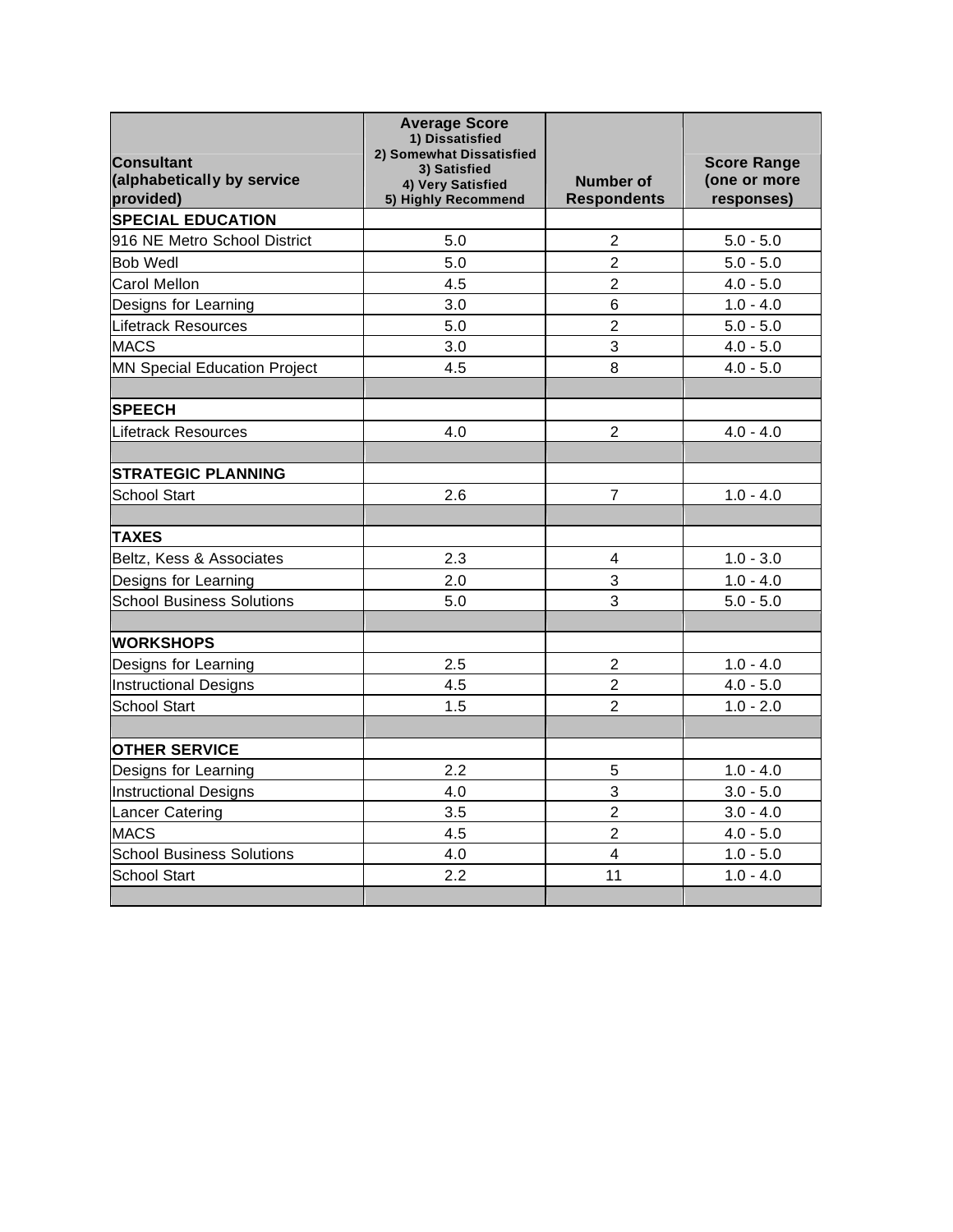| Consultant (alphabetically by service provided) | Average Score 1) Dissatisfied 2) Somewhat Dissatisfied 3) Satisfied 4) Very Satisfied 5) Highly Recommend | Number of Respondents | Score Range (one or more responses) |
|---|---|---|---|
| **SPECIAL EDUCATION** | | | |
| 916 NE Metro School District | 5.0 | 2 | 5.0 - 5.0 |
| Bob Wedl | 5.0 | 2 | 5.0 - 5.0 |
| Carol Mellon | 4.5 | 2 | 4.0 - 5.0 |
| Designs for Learning | 3.0 | 6 | 1.0 - 4.0 |
| Lifetrack Resources | 5.0 | 2 | 5.0 - 5.0 |
| MACS | 3.0 | 3 | 4.0 - 5.0 |
| MN Special Education Project | 4.5 | 8 | 4.0 - 5.0 |
| | | | |
| **SPEECH** | | | |
| Lifetrack Resources | 4.0 | 2 | 4.0 - 4.0 |
| | | | |
| **STRATEGIC PLANNING** | | | |
| School Start | 2.6 | 7 | 1.0 - 4.0 |
| | | | |
| **TAXES** | | | |
| Beltz, Kess & Associates | 2.3 | 4 | 1.0 - 3.0 |
| Designs for Learning | 2.0 | 3 | 1.0 - 4.0 |
| School Business Solutions | 5.0 | 3 | 5.0 - 5.0 |
| | | | |
| **WORKSHOPS** | | | |
| Designs for Learning | 2.5 | 2 | 1.0 - 4.0 |
| Instructional Designs | 4.5 | 2 | 4.0 - 5.0 |
| School Start | 1.5 | 2 | 1.0 - 2.0 |
| | | | |
| **OTHER SERVICE** | | | |
| Designs for Learning | 2.2 | 5 | 1.0 - 4.0 |
| Instructional Designs | 4.0 | 3 | 3.0 - 5.0 |
| Lancer Catering | 3.5 | 2 | 3.0 - 4.0 |
| MACS | 4.5 | 2 | 4.0 - 5.0 |
| School Business Solutions | 4.0 | 4 | 1.0 - 5.0 |
| School Start | 2.2 | 11 | 1.0 - 4.0 |
| | | | |